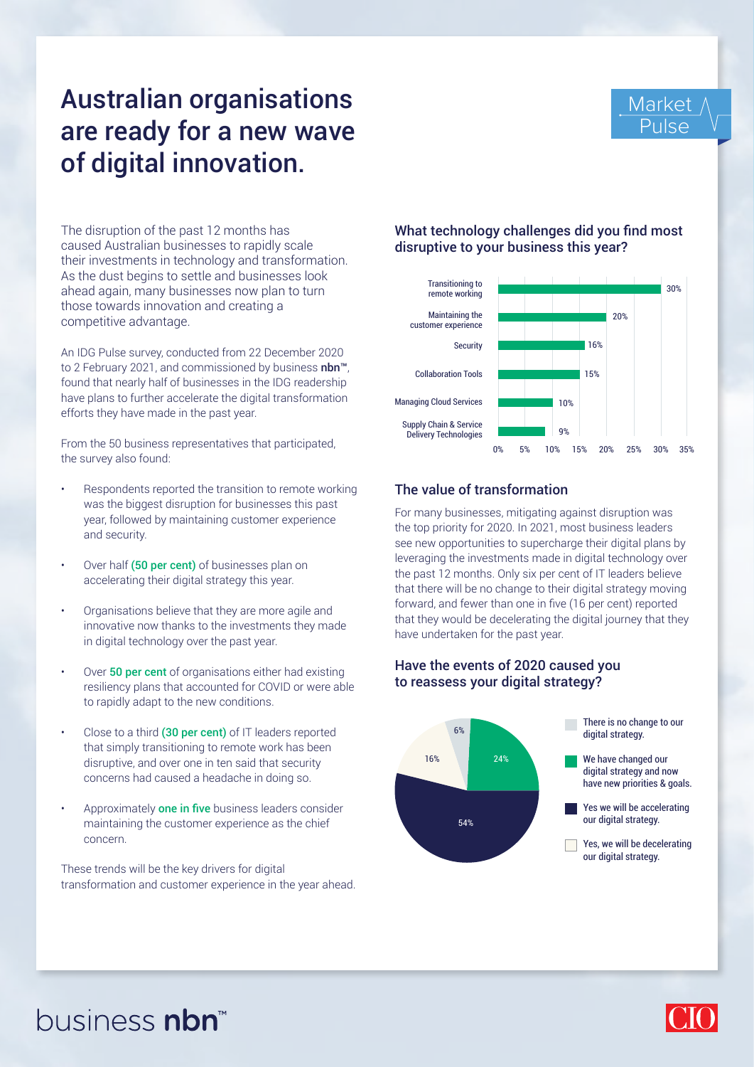# Australian organisations are ready for a new wave of digital innovation.

Market Pulse

The disruption of the past 12 months has caused Australian businesses to rapidly scale their investments in technology and transformation. As the dust begins to settle and businesses look ahead again, many businesses now plan to turn those towards innovation and creating a competitive advantage.

An IDG Pulse survey, conducted from 22 December 2020 to 2 February 2021, and commissioned by business **nbn™**, found that nearly half of businesses in the IDG readership have plans to further accelerate the digital transformation efforts they have made in the past year.

From the 50 business representatives that participated, the survey also found:

- Respondents reported the transition to remote working was the biggest disruption for businesses this past year, followed by maintaining customer experience and security.
- Over half **(50 per cent)** of businesses plan on accelerating their digital strategy this year.
- Organisations believe that they are more agile and innovative now thanks to the investments they made in digital technology over the past year.
- Over **50 per cent** of organisations either had existing resiliency plans that accounted for COVID or were able to rapidly adapt to the new conditions.
- Close to a third **(30 per cent)** of IT leaders reported that simply transitioning to remote work has been disruptive, and over one in ten said that security concerns had caused a headache in doing so.
- Approximately **one in five** business leaders consider maintaining the customer experience as the chief concern.

These trends will be the key drivers for digital transformation and customer experience in the year ahead.

## What technology challenges did you find most disruptive to your business this year?

| Challenge | Percentage |
| --- | --- |
| Transitioning to remote working | 30% |
| Maintaining the customer experience | 20% |
| Security | 16% |
| Collaboration Tools | 15% |
| Managing Cloud Services | 10% |
| Supply Chain & Service Delivery Technologies | 9% |

## The value of transformation

For many businesses, mitigating against disruption was the top priority for 2020. In 2021, most business leaders see new opportunities to supercharge their digital plans by leveraging the investments made in digital technology over the past 12 months. Only six per cent of IT leaders believe that there will be no change to their digital strategy moving forward, and fewer than one in five (16 per cent) reported that they would be decelerating the digital journey that they have undertaken for the past year.

## Have the events of 2020 caused you to reassess your digital strategy?

| Response | Percentage |
| --- | --- |
| There is no change to our digital strategy. | 6% |
| We have changed our digital strategy and now have new priorities & goals. | 24% |
| Yes we will be accelerating our digital strategy. | 54% |
| Yes, we will be decelerating our digital strategy. | 16% |

business **nbn™**

CIO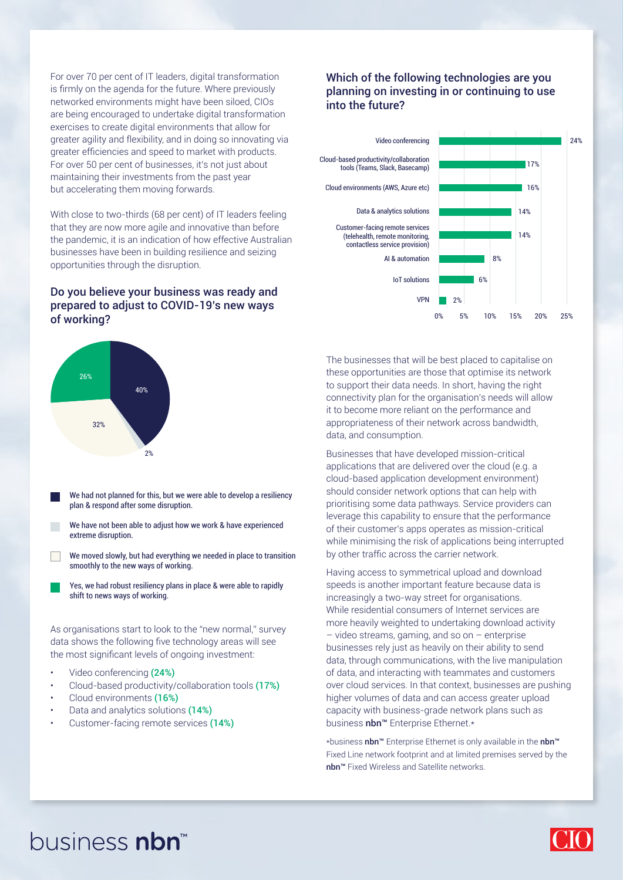For over 70 per cent of IT leaders, digital transformation is firmly on the agenda for the future. Where previously networked environments might have been siloed, CIOs are being encouraged to undertake digital transformation exercises to create digital environments that allow for greater agility and flexibility, and in doing so innovating via greater efficiencies and speed to market with products. For over 50 per cent of businesses, it's not just about maintaining their investments from the past year but accelerating them moving forwards.

With close to two-thirds (68 per cent) of IT leaders feeling that they are now more agile and innovative than before the pandemic, it is an indication of how effective Australian businesses have been in building resilience and seizing opportunities through the disruption.

## Do you believe your business was ready and prepared to adjust to COVID-19's new ways of working?

| Response | % |
| --- | --- |
| We had not planned for this, but we were able to develop a resiliency plan & respond after some disruption. | 40% |
| We have not been able to adjust how we work & have experienced extreme disruption. | 2% |
| We moved slowly, but had everything we needed in place to transition smoothly to the new ways of working. | 32% |
| Yes, we had robust resiliency plans in place & were able to rapidly shift to news ways of working. | 26% |

As organisations start to look to the "new normal," survey data shows the following five technology areas will see the most significant levels of ongoing investment:

- Video conferencing **(24%)**
- Cloud-based productivity/collaboration tools **(17%)**
- Cloud environments **(16%)**
- Data and analytics solutions **(14%)**
- Customer-facing remote services **(14%)**

## Which of the following technologies are you planning on investing in or continuing to use into the future?

| Technology | % |
| --- | --- |
| Video conferencing | 24% |
| Cloud-based productivity/collaboration tools (Teams, Slack, Basecamp) | 17% |
| Cloud environments (AWS, Azure etc) | 16% |
| Data & analytics solutions | 14% |
| Customer-facing remote services (telehealth, remote monitoring, contactless service provision) | 14% |
| AI & automation | 8% |
| IoT solutions | 6% |
| VPN | 2% |

The businesses that will be best placed to capitalise on these opportunities are those that optimise its network to support their data needs. In short, having the right connectivity plan for the organisation's needs will allow it to become more reliant on the performance and appropriateness of their network across bandwidth, data, and consumption.

Businesses that have developed mission-critical applications that are delivered over the cloud (e.g. a cloud-based application development environment) should consider network options that can help with prioritising some data pathways. Service providers can leverage this capability to ensure that the performance of their customer's apps operates as mission-critical while minimising the risk of applications being interrupted by other traffic across the carrier network.

Having access to symmetrical upload and download speeds is another important feature because data is increasingly a two-way street for organisations. While residential consumers of Internet services are more heavily weighted to undertaking download activity – video streams, gaming, and so on – enterprise businesses rely just as heavily on their ability to send data, through communications, with the live manipulation of data, and interacting with teammates and customers over cloud services. In that context, businesses are pushing higher volumes of data and can access greater upload capacity with business-grade network plans such as business **nbn™** Enterprise Ethernet.*

*business **nbn™** Enterprise Ethernet is only available in the **nbn™** Fixed Line network footprint and at limited premises served by the **nbn™** Fixed Wireless and Satellite networks.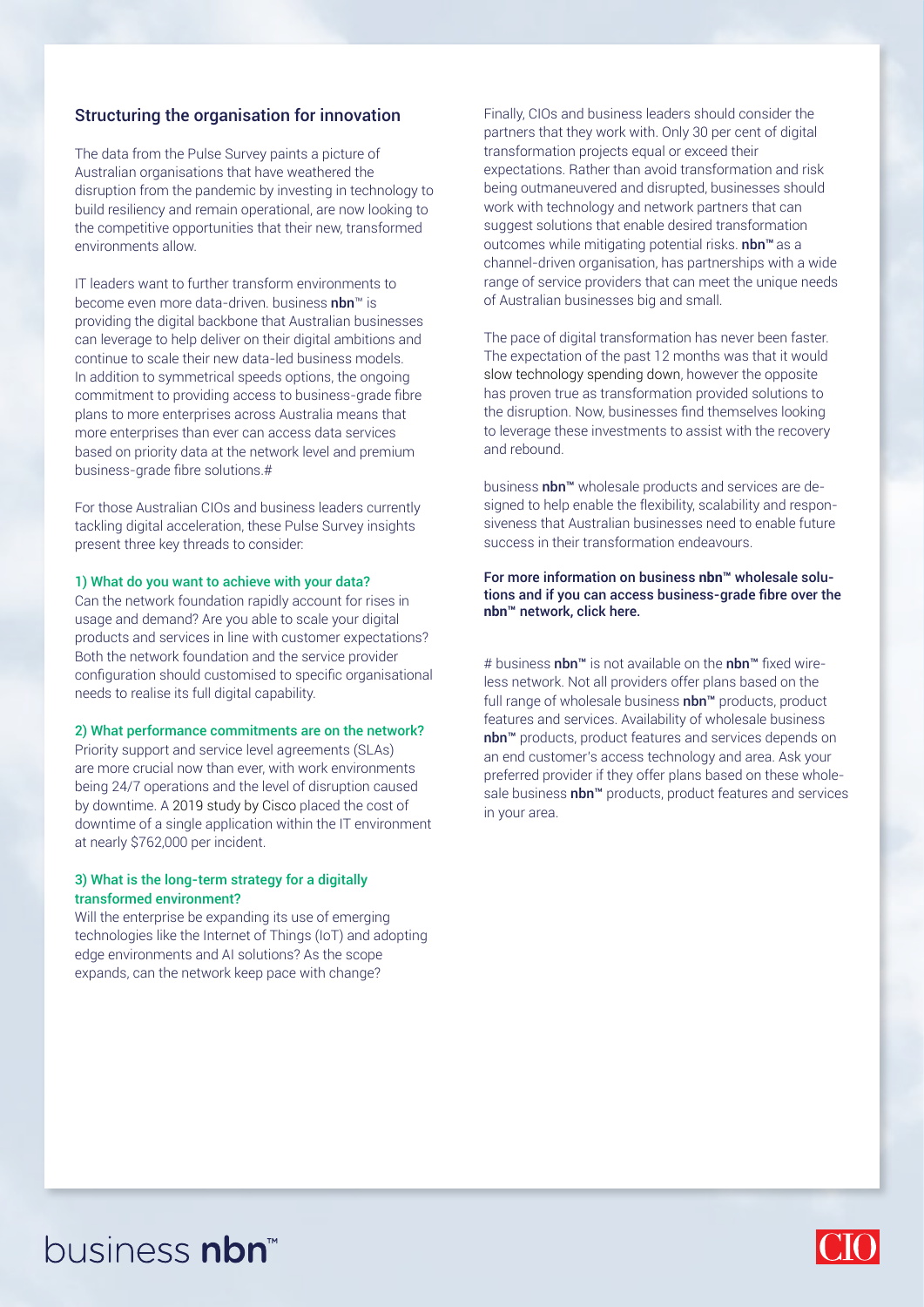## Structuring the organisation for innovation

The data from the Pulse Survey paints a picture of Australian organisations that have weathered the disruption from the pandemic by investing in technology to build resiliency and remain operational, are now looking to the competitive opportunities that their new, transformed environments allow.

IT leaders want to further transform environments to become even more data-driven. business **nbn**™ is providing the digital backbone that Australian businesses can leverage to help deliver on their digital ambitions and continue to scale their new data-led business models. In addition to symmetrical speeds options, the ongoing commitment to providing access to business-grade fibre plans to more enterprises across Australia means that more enterprises than ever can access data services based on priority data at the network level and premium business-grade fibre solutions.#

For those Australian CIOs and business leaders currently tackling digital acceleration, these Pulse Survey insights present three key threads to consider:

#### 1) What do you want to achieve with your data?

Can the network foundation rapidly account for rises in usage and demand? Are you able to scale your digital products and services in line with customer expectations? Both the network foundation and the service provider configuration should customised to specific organisational needs to realise its full digital capability.

#### 2) What performance commitments are on the network?

Priority support and service level agreements (SLAs) are more crucial now than ever, with work environments being 24/7 operations and the level of disruption caused by downtime. A 2019 study by Cisco placed the cost of downtime of a single application within the IT environment at nearly $762,000 per incident.

#### 3) What is the long-term strategy for a digitally transformed environment?

Will the enterprise be expanding its use of emerging technologies like the Internet of Things (IoT) and adopting edge environments and AI solutions? As the scope expands, can the network keep pace with change?

Finally, CIOs and business leaders should consider the partners that they work with. Only 30 per cent of digital transformation projects equal or exceed their expectations. Rather than avoid transformation and risk being outmaneuvered and disrupted, businesses should work with technology and network partners that can suggest solutions that enable desired transformation outcomes while mitigating potential risks. **nbn**™ as a channel-driven organisation, has partnerships with a wide range of service providers that can meet the unique needs of Australian businesses big and small.

The pace of digital transformation has never been faster. The expectation of the past 12 months was that it would slow technology spending down, however the opposite has proven true as transformation provided solutions to the disruption. Now, businesses find themselves looking to leverage these investments to assist with the recovery and rebound.

business **nbn**™ wholesale products and services are designed to help enable the flexibility, scalability and responsiveness that Australian businesses need to enable future success in their transformation endeavours.

**For more information on business nbn™ wholesale solutions and if you can access business-grade fibre over the nbn™ network, click here.**

# business **nbn**™ is not available on the **nbn**™ fixed wireless network. Not all providers offer plans based on the full range of wholesale business **nbn**™ products, product features and services. Availability of wholesale business **nbn**™ products, product features and services depends on an end customer's access technology and area. Ask your preferred provider if they offer plans based on these wholesale business **nbn**™ products, product features and services in your area.